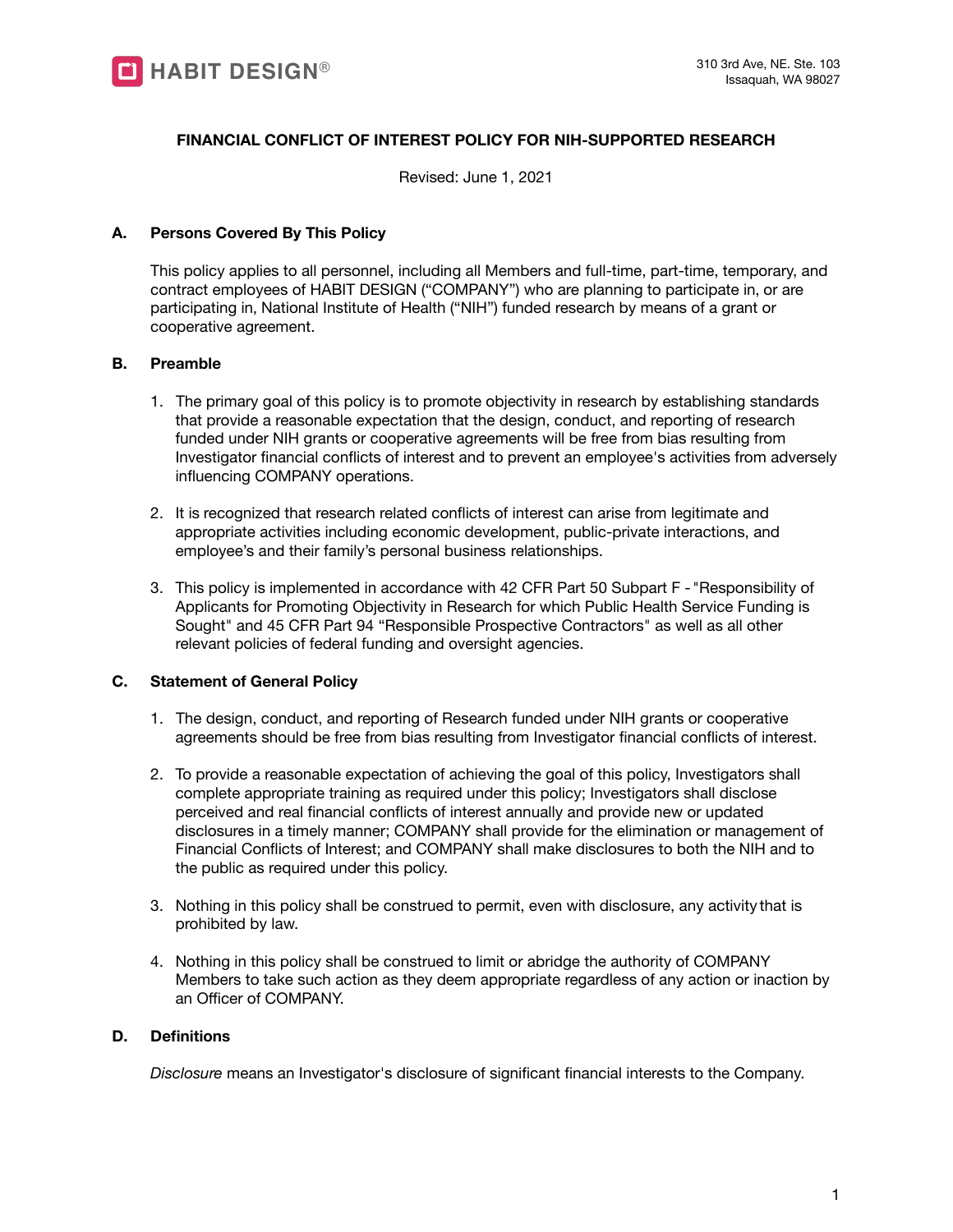HABIT DESIGN®

310 3rd Ave, NE. Ste. 103
Issaquah, WA 98027

**FINANCIAL CONFLICT OF INTEREST POLICY FOR NIH-SUPPORTED RESEARCH**

Revised: June 1, 2021

## A. Persons Covered By This Policy

This policy applies to all personnel, including all Members and full-time, part-time, temporary, and contract employees of HABIT DESIGN ("COMPANY") who are planning to participate in, or are participating in, National Institute of Health ("NIH") funded research by means of a grant or cooperative agreement.

## B. Preamble

1. The primary goal of this policy is to promote objectivity in research by establishing standards that provide a reasonable expectation that the design, conduct, and reporting of research funded under NIH grants or cooperative agreements will be free from bias resulting from Investigator financial conflicts of interest and to prevent an employee's activities from adversely influencing COMPANY operations.

2. It is recognized that research related conflicts of interest can arise from legitimate and appropriate activities including economic development, public-private interactions, and employee's and their family's personal business relationships.

3. This policy is implemented in accordance with 42 CFR Part 50 Subpart F - "Responsibility of Applicants for Promoting Objectivity in Research for which Public Health Service Funding is Sought" and 45 CFR Part 94 "Responsible Prospective Contractors" as well as all other relevant policies of federal funding and oversight agencies.

## C. Statement of General Policy

1. The design, conduct, and reporting of Research funded under NIH grants or cooperative agreements should be free from bias resulting from Investigator financial conflicts of interest.

2. To provide a reasonable expectation of achieving the goal of this policy, Investigators shall complete appropriate training as required under this policy; Investigators shall disclose perceived and real financial conflicts of interest annually and provide new or updated disclosures in a timely manner; COMPANY shall provide for the elimination or management of Financial Conflicts of Interest; and COMPANY shall make disclosures to both the NIH and to the public as required under this policy.

3. Nothing in this policy shall be construed to permit, even with disclosure, any activity that is prohibited by law.

4. Nothing in this policy shall be construed to limit or abridge the authority of COMPANY Members to take such action as they deem appropriate regardless of any action or inaction by an Officer of COMPANY.

## D. Definitions

*Disclosure* means an Investigator's disclosure of significant financial interests to the Company.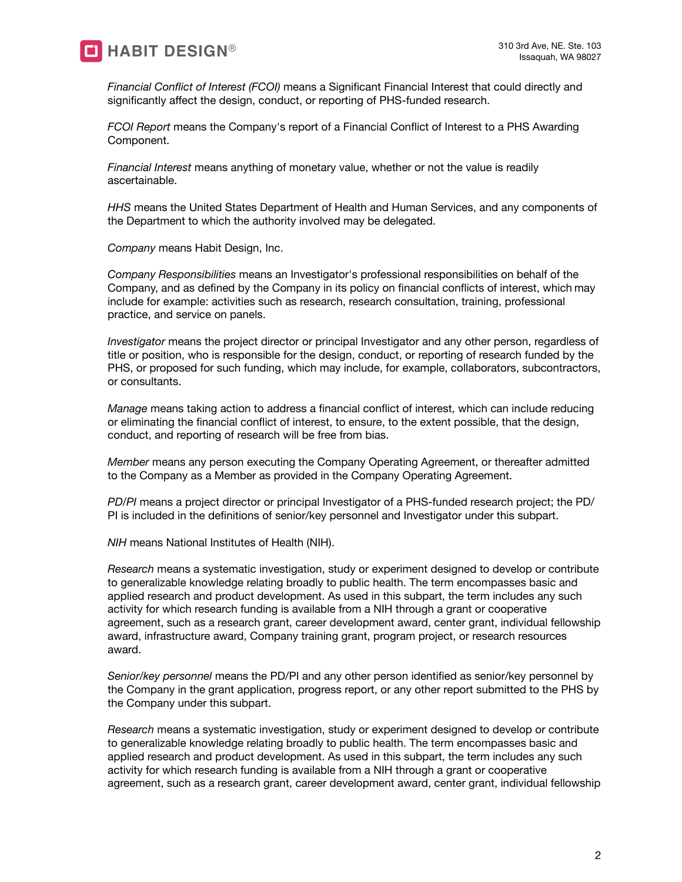*Financial Conflict of Interest (FCOI)* means a Significant Financial Interest that could directly and significantly affect the design, conduct, or reporting of PHS-funded research.

*FCOI Report* means the Company's report of a Financial Conflict of Interest to a PHS Awarding Component.

*Financial Interest* means anything of monetary value, whether or not the value is readily ascertainable.

*HHS* means the United States Department of Health and Human Services, and any components of the Department to which the authority involved may be delegated.

*Company* means Habit Design, Inc.

*Company Responsibilities* means an Investigator's professional responsibilities on behalf of the Company, and as defined by the Company in its policy on financial conflicts of interest, which may include for example: activities such as research, research consultation, training, professional practice, and service on panels.

*Investigator* means the project director or principal Investigator and any other person, regardless of title or position, who is responsible for the design, conduct, or reporting of research funded by the PHS, or proposed for such funding, which may include, for example, collaborators, subcontractors, or consultants.

*Manage* means taking action to address a financial conflict of interest, which can include reducing or eliminating the financial conflict of interest, to ensure, to the extent possible, that the design, conduct, and reporting of research will be free from bias.

*Member* means any person executing the Company Operating Agreement, or thereafter admitted to the Company as a Member as provided in the Company Operating Agreement.

*PD/PI* means a project director or principal Investigator of a PHS-funded research project; the PD/PI is included in the definitions of senior/key personnel and Investigator under this subpart.

*NIH* means National Institutes of Health (NIH).

*Research* means a systematic investigation, study or experiment designed to develop or contribute to generalizable knowledge relating broadly to public health. The term encompasses basic and applied research and product development. As used in this subpart, the term includes any such activity for which research funding is available from a NIH through a grant or cooperative agreement, such as a research grant, career development award, center grant, individual fellowship award, infrastructure award, Company training grant, program project, or research resources award.

*Senior/key personnel* means the PD/PI and any other person identified as senior/key personnel by the Company in the grant application, progress report, or any other report submitted to the PHS by the Company under this subpart.

*Research* means a systematic investigation, study or experiment designed to develop or contribute to generalizable knowledge relating broadly to public health. The term encompasses basic and applied research and product development. As used in this subpart, the term includes any such activity for which research funding is available from a NIH through a grant or cooperative agreement, such as a research grant, career development award, center grant, individual fellowship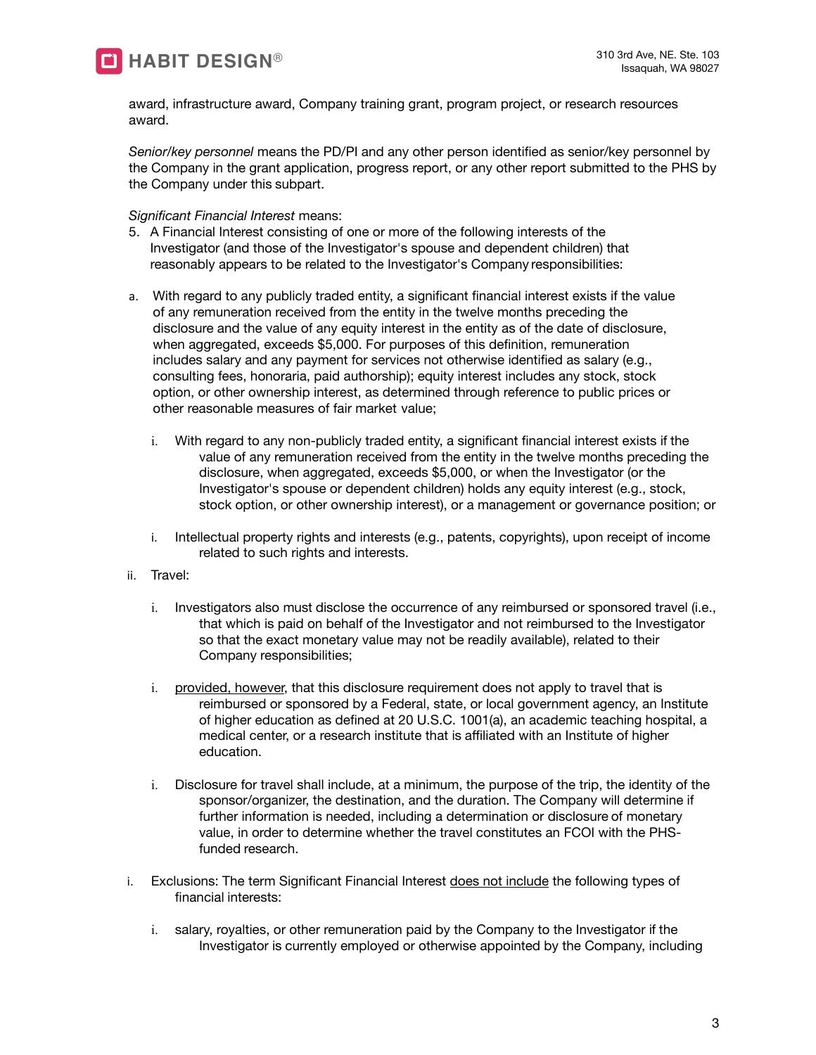award, infrastructure award, Company training grant, program project, or research resources award.

*Senior/key personnel* means the PD/PI and any other person identified as senior/key personnel by the Company in the grant application, progress report, or any other report submitted to the PHS by the Company under this subpart.

*Significant Financial Interest* means:

5. A Financial Interest consisting of one or more of the following interests of the Investigator (and those of the Investigator's spouse and dependent children) that reasonably appears to be related to the Investigator's Company responsibilities:

a. With regard to any publicly traded entity, a significant financial interest exists if the value of any remuneration received from the entity in the twelve months preceding the disclosure and the value of any equity interest in the entity as of the date of disclosure, when aggregated, exceeds $5,000. For purposes of this definition, remuneration includes salary and any payment for services not otherwise identified as salary (e.g., consulting fees, honoraria, paid authorship); equity interest includes any stock, stock option, or other ownership interest, as determined through reference to public prices or other reasonable measures of fair market value;

   i. With regard to any non-publicly traded entity, a significant financial interest exists if the value of any remuneration received from the entity in the twelve months preceding the disclosure, when aggregated, exceeds $5,000, or when the Investigator (or the Investigator's spouse or dependent children) holds any equity interest (e.g., stock, stock option, or other ownership interest), or a management or governance position; or

   i. Intellectual property rights and interests (e.g., patents, copyrights), upon receipt of income related to such rights and interests.

ii. Travel:

   i. Investigators also must disclose the occurrence of any reimbursed or sponsored travel (i.e., that which is paid on behalf of the Investigator and not reimbursed to the Investigator so that the exact monetary value may not be readily available), related to their Company responsibilities;

   i. <u>provided, however</u>, that this disclosure requirement does not apply to travel that is reimbursed or sponsored by a Federal, state, or local government agency, an Institute of higher education as defined at 20 U.S.C. 1001(a), an academic teaching hospital, a medical center, or a research institute that is affiliated with an Institute of higher education.

   i. Disclosure for travel shall include, at a minimum, the purpose of the trip, the identity of the sponsor/organizer, the destination, and the duration. The Company will determine if further information is needed, including a determination or disclosure of monetary value, in order to determine whether the travel constitutes an FCOI with the PHS-funded research.

i. Exclusions: The term Significant Financial Interest <u>does not include</u> the following types of financial interests:

   i. salary, royalties, or other remuneration paid by the Company to the Investigator if the Investigator is currently employed or otherwise appointed by the Company, including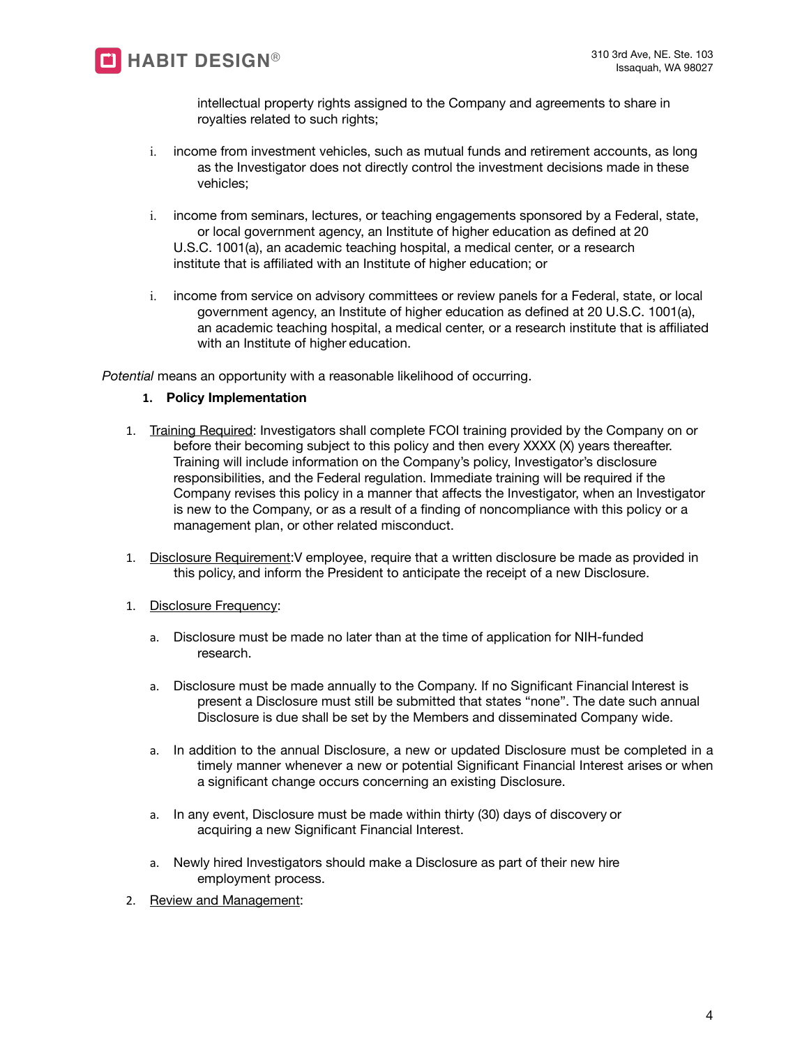intellectual property rights assigned to the Company and agreements to share in royalties related to such rights;

i. income from investment vehicles, such as mutual funds and retirement accounts, as long as the Investigator does not directly control the investment decisions made in these vehicles;

i. income from seminars, lectures, or teaching engagements sponsored by a Federal, state, or local government agency, an Institute of higher education as defined at 20 U.S.C. 1001(a), an academic teaching hospital, a medical center, or a research institute that is affiliated with an Institute of higher education; or

i. income from service on advisory committees or review panels for a Federal, state, or local government agency, an Institute of higher education as defined at 20 U.S.C. 1001(a), an academic teaching hospital, a medical center, or a research institute that is affiliated with an Institute of higher education.

*Potential* means an opportunity with a reasonable likelihood of occurring.

## 1. Policy Implementation

1. Training Required: Investigators shall complete FCOI training provided by the Company on or before their becoming subject to this policy and then every XXXX (X) years thereafter. Training will include information on the Company's policy, Investigator's disclosure responsibilities, and the Federal regulation. Immediate training will be required if the Company revises this policy in a manner that affects the Investigator, when an Investigator is new to the Company, or as a result of a finding of noncompliance with this policy or a management plan, or other related misconduct.

1. Disclosure Requirement:V employee, require that a written disclosure be made as provided in this policy, and inform the President to anticipate the receipt of a new Disclosure.

1. Disclosure Frequency:

   a. Disclosure must be made no later than at the time of application for NIH-funded research.

   a. Disclosure must be made annually to the Company. If no Significant Financial Interest is present a Disclosure must still be submitted that states "none". The date such annual Disclosure is due shall be set by the Members and disseminated Company wide.

   a. In addition to the annual Disclosure, a new or updated Disclosure must be completed in a timely manner whenever a new or potential Significant Financial Interest arises or when a significant change occurs concerning an existing Disclosure.

   a. In any event, Disclosure must be made within thirty (30) days of discovery or acquiring a new Significant Financial Interest.

   a. Newly hired Investigators should make a Disclosure as part of their new hire employment process.

2. Review and Management: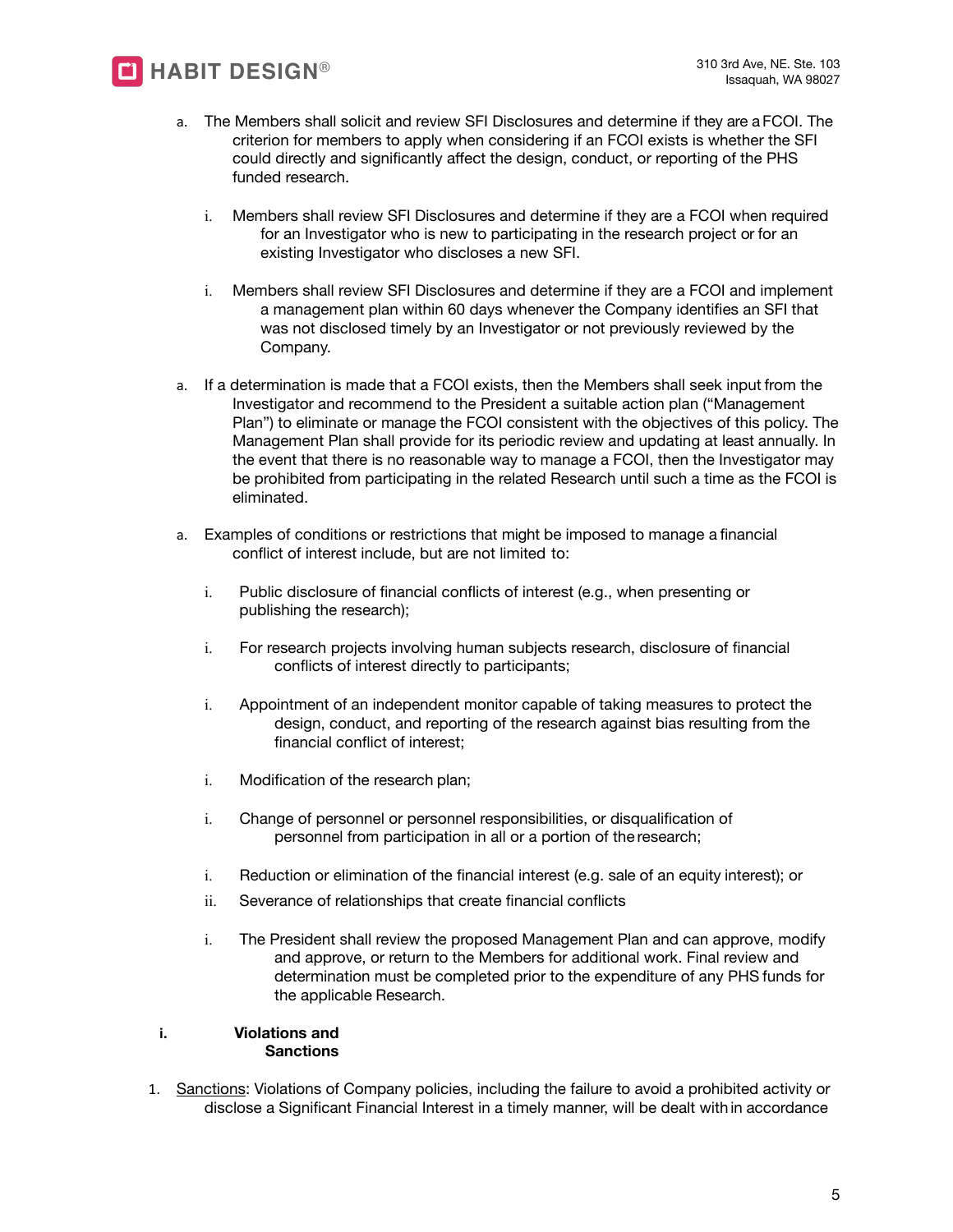a. The Members shall solicit and review SFI Disclosures and determine if they are a FCOI. The criterion for members to apply when considering if an FCOI exists is whether the SFI could directly and significantly affect the design, conduct, or reporting of the PHS funded research.

    i. Members shall review SFI Disclosures and determine if they are a FCOI when required for an Investigator who is new to participating in the research project or for an existing Investigator who discloses a new SFI.

    i. Members shall review SFI Disclosures and determine if they are a FCOI and implement a management plan within 60 days whenever the Company identifies an SFI that was not disclosed timely by an Investigator or not previously reviewed by the Company.

a. If a determination is made that a FCOI exists, then the Members shall seek input from the Investigator and recommend to the President a suitable action plan ("Management Plan") to eliminate or manage the FCOI consistent with the objectives of this policy. The Management Plan shall provide for its periodic review and updating at least annually. In the event that there is no reasonable way to manage a FCOI, then the Investigator may be prohibited from participating in the related Research until such a time as the FCOI is eliminated.

a. Examples of conditions or restrictions that might be imposed to manage a financial conflict of interest include, but are not limited to:

    i. Public disclosure of financial conflicts of interest (e.g., when presenting or publishing the research);

    i. For research projects involving human subjects research, disclosure of financial conflicts of interest directly to participants;

    i. Appointment of an independent monitor capable of taking measures to protect the design, conduct, and reporting of the research against bias resulting from the financial conflict of interest;

    i. Modification of the research plan;

    i. Change of personnel or personnel responsibilities, or disqualification of personnel from participation in all or a portion of the research;

    i. Reduction or elimination of the financial interest (e.g. sale of an equity interest); or

    ii. Severance of relationships that create financial conflicts

    i. The President shall review the proposed Management Plan and can approve, modify and approve, or return to the Members for additional work. Final review and determination must be completed prior to the expenditure of any PHS funds for the applicable Research.

**i. Violations and Sanctions**

1. <u>Sanctions</u>: Violations of Company policies, including the failure to avoid a prohibited activity or disclose a Significant Financial Interest in a timely manner, will be dealt with in accordance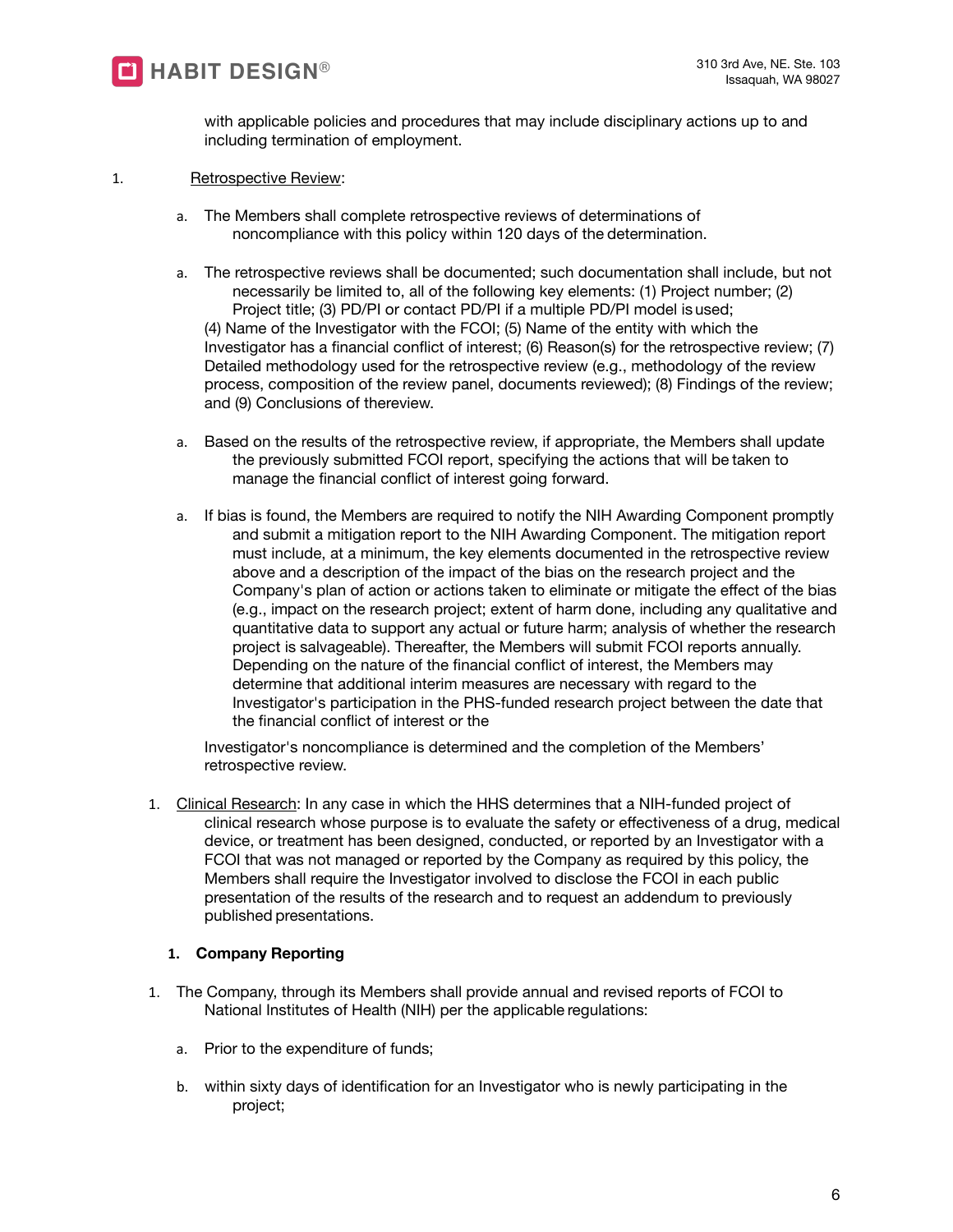with applicable policies and procedures that may include disciplinary actions up to and including termination of employment.

1. Retrospective Review:

   a. The Members shall complete retrospective reviews of determinations of noncompliance with this policy within 120 days of the determination.

   a. The retrospective reviews shall be documented; such documentation shall include, but not necessarily be limited to, all of the following key elements: (1) Project number; (2) Project title; (3) PD/PI or contact PD/PI if a multiple PD/PI model is used; (4) Name of the Investigator with the FCOI; (5) Name of the entity with which the Investigator has a financial conflict of interest; (6) Reason(s) for the retrospective review; (7) Detailed methodology used for the retrospective review (e.g., methodology of the review process, composition of the review panel, documents reviewed); (8) Findings of the review; and (9) Conclusions of thereview.

   a. Based on the results of the retrospective review, if appropriate, the Members shall update the previously submitted FCOI report, specifying the actions that will be taken to manage the financial conflict of interest going forward.

   a. If bias is found, the Members are required to notify the NIH Awarding Component promptly and submit a mitigation report to the NIH Awarding Component. The mitigation report must include, at a minimum, the key elements documented in the retrospective review above and a description of the impact of the bias on the research project and the Company's plan of action or actions taken to eliminate or mitigate the effect of the bias (e.g., impact on the research project; extent of harm done, including any qualitative and quantitative data to support any actual or future harm; analysis of whether the research project is salvageable). Thereafter, the Members will submit FCOI reports annually. Depending on the nature of the financial conflict of interest, the Members may determine that additional interim measures are necessary with regard to the Investigator's participation in the PHS-funded research project between the date that the financial conflict of interest or the

   Investigator's noncompliance is determined and the completion of the Members' retrospective review.

1. Clinical Research: In any case in which the HHS determines that a NIH-funded project of clinical research whose purpose is to evaluate the safety or effectiveness of a drug, medical device, or treatment has been designed, conducted, or reported by an Investigator with a FCOI that was not managed or reported by the Company as required by this policy, the Members shall require the Investigator involved to disclose the FCOI in each public presentation of the results of the research and to request an addendum to previously published presentations.

**1. Company Reporting**

1. The Company, through its Members shall provide annual and revised reports of FCOI to National Institutes of Health (NIH) per the applicable regulations:

   a. Prior to the expenditure of funds;

   b. within sixty days of identification for an Investigator who is newly participating in the project;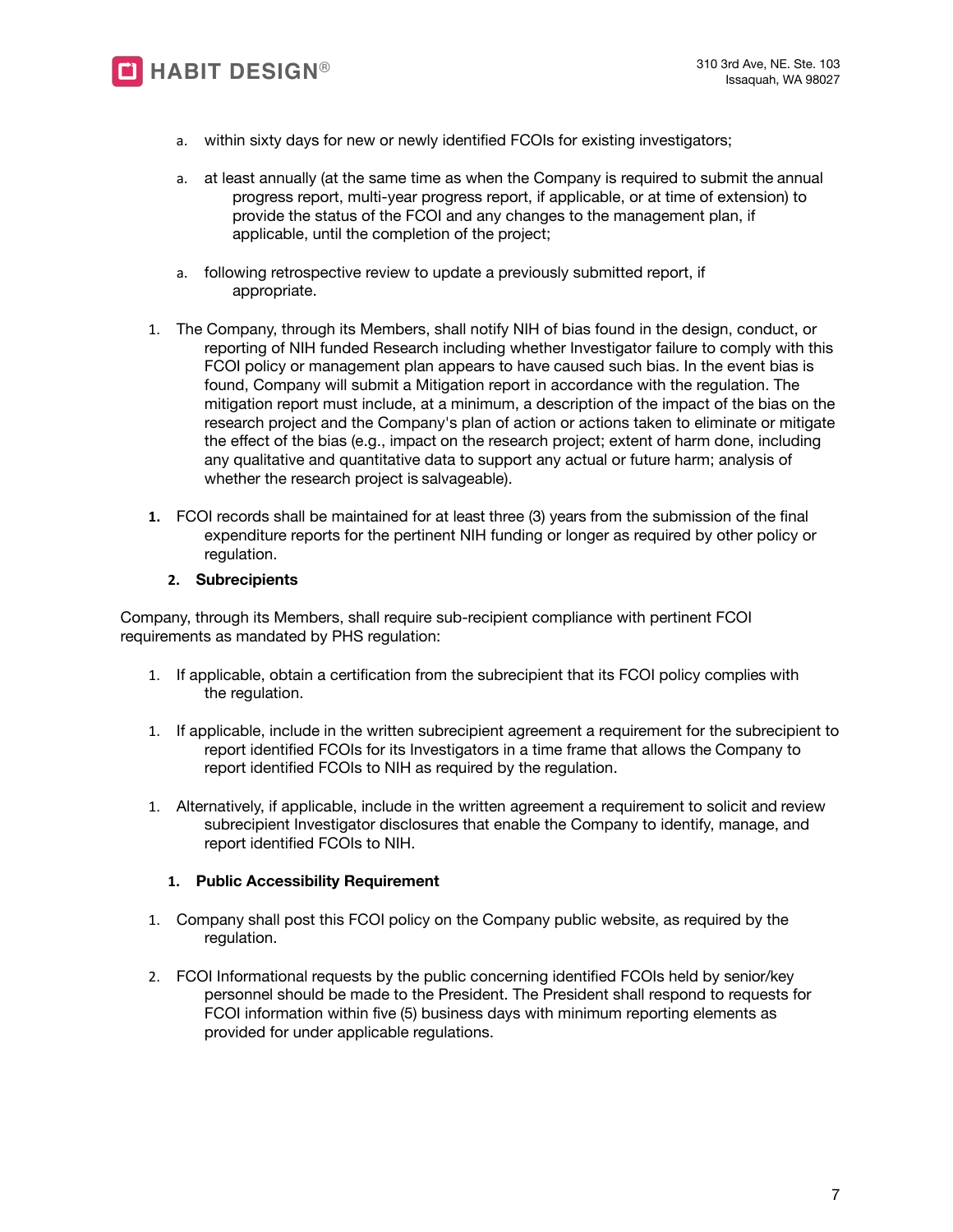a. within sixty days for new or newly identified FCOIs for existing investigators;

a. at least annually (at the same time as when the Company is required to submit the annual progress report, multi-year progress report, if applicable, or at time of extension) to provide the status of the FCOI and any changes to the management plan, if applicable, until the completion of the project;

a. following retrospective review to update a previously submitted report, if appropriate.

1. The Company, through its Members, shall notify NIH of bias found in the design, conduct, or reporting of NIH funded Research including whether Investigator failure to comply with this FCOI policy or management plan appears to have caused such bias. In the event bias is found, Company will submit a Mitigation report in accordance with the regulation. The mitigation report must include, at a minimum, a description of the impact of the bias on the research project and the Company's plan of action or actions taken to eliminate or mitigate the effect of the bias (e.g., impact on the research project; extent of harm done, including any qualitative and quantitative data to support any actual or future harm; analysis of whether the research project is salvageable).

1. FCOI records shall be maintained for at least three (3) years from the submission of the final expenditure reports for the pertinent NIH funding or longer as required by other policy or regulation.

**2. Subrecipients**

Company, through its Members, shall require sub-recipient compliance with pertinent FCOI requirements as mandated by PHS regulation:

1. If applicable, obtain a certification from the subrecipient that its FCOI policy complies with the regulation.

1. If applicable, include in the written subrecipient agreement a requirement for the subrecipient to report identified FCOIs for its Investigators in a time frame that allows the Company to report identified FCOIs to NIH as required by the regulation.

1. Alternatively, if applicable, include in the written agreement a requirement to solicit and review subrecipient Investigator disclosures that enable the Company to identify, manage, and report identified FCOIs to NIH.

**1. Public Accessibility Requirement**

1. Company shall post this FCOI policy on the Company public website, as required by the regulation.

2. FCOI Informational requests by the public concerning identified FCOIs held by senior/key personnel should be made to the President. The President shall respond to requests for FCOI information within five (5) business days with minimum reporting elements as provided for under applicable regulations.